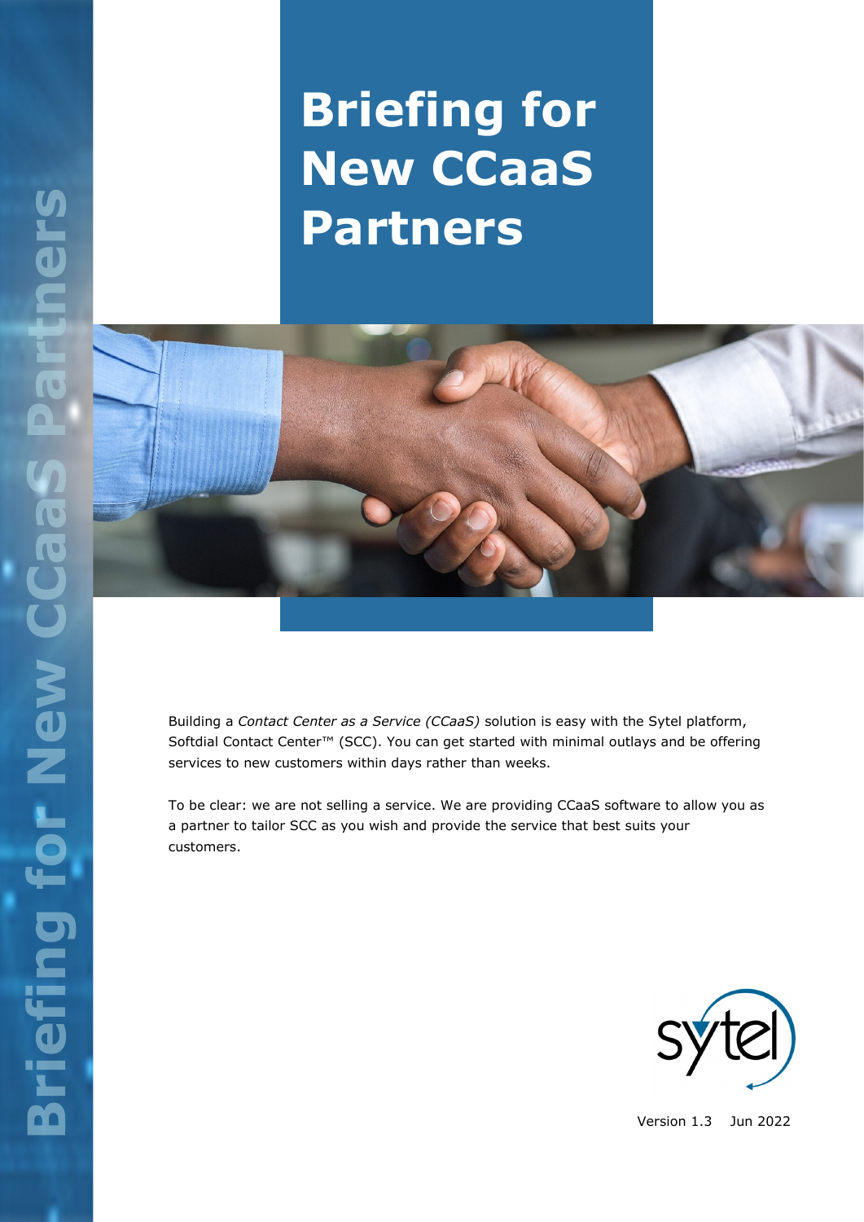# Briefing for New CCaaS Partners

Building a *Contact Center as a Service (CCaaS)* solution is easy with the Sytel platform, Softdial Contact Center™ (SCC). You can get started with minimal outlays and be offering services to new customers within days rather than weeks.

To be clear: we are not selling a service. We are providing CCaaS software to allow you as a partner to tailor SCC as you wish and provide the service that best suits your customers.

Version 1.3 Jun 2022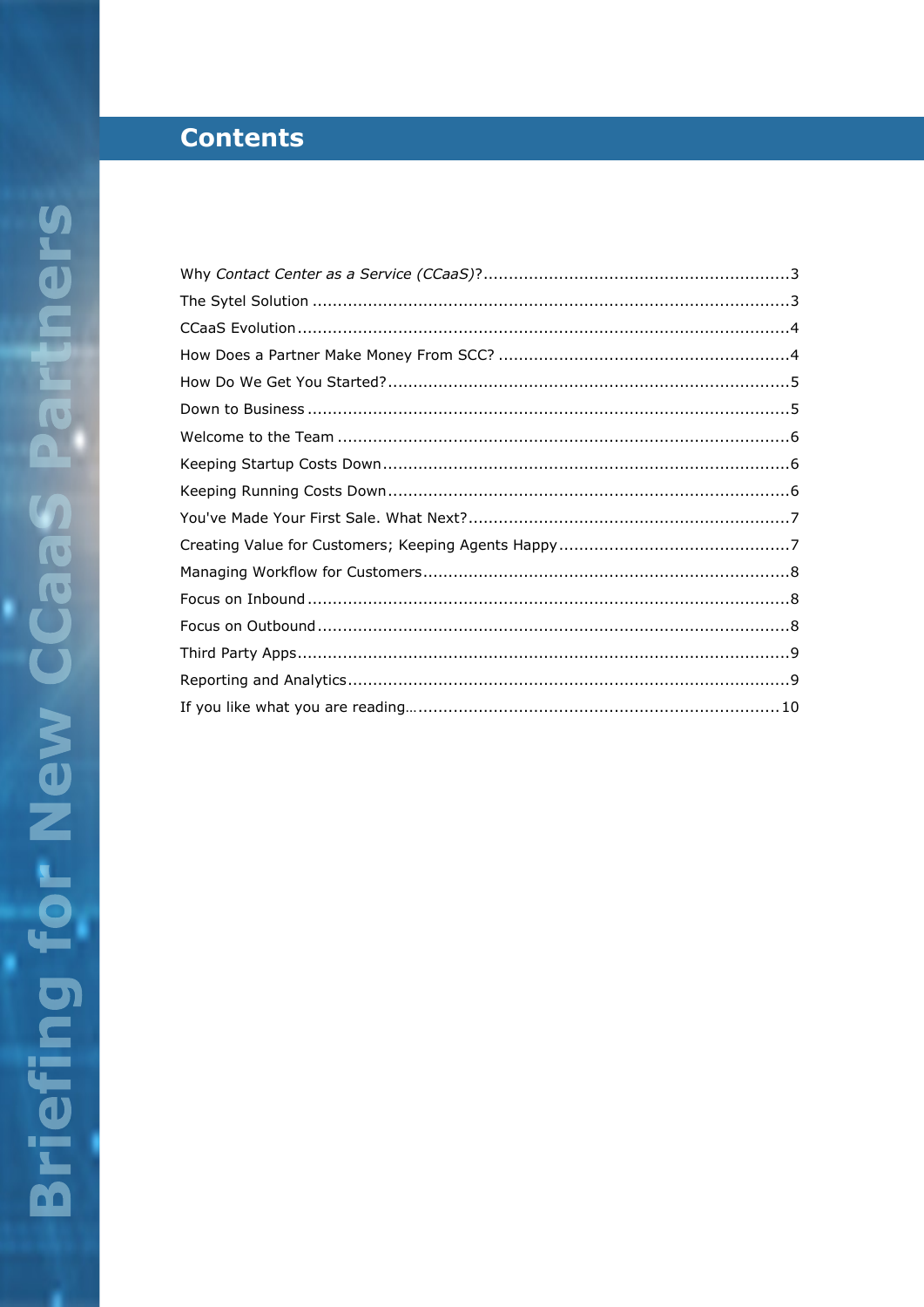## Contents

| | |
|---|---|
| Why *Contact Center as a Service (CCaaS)*? | 3 |
| The Sytel Solution | 3 |
| CCaaS Evolution | 4 |
| How Does a Partner Make Money From SCC? | 4 |
| How Do We Get You Started? | 5 |
| Down to Business | 5 |
| Welcome to the Team | 6 |
| Keeping Startup Costs Down | 6 |
| Keeping Running Costs Down | 6 |
| You've Made Your First Sale. What Next? | 7 |
| Creating Value for Customers; Keeping Agents Happy | 7 |
| Managing Workflow for Customers | 8 |
| Focus on Inbound | 8 |
| Focus on Outbound | 8 |
| Third Party Apps | 9 |
| Reporting and Analytics | 9 |
| If you like what you are reading… | 10 |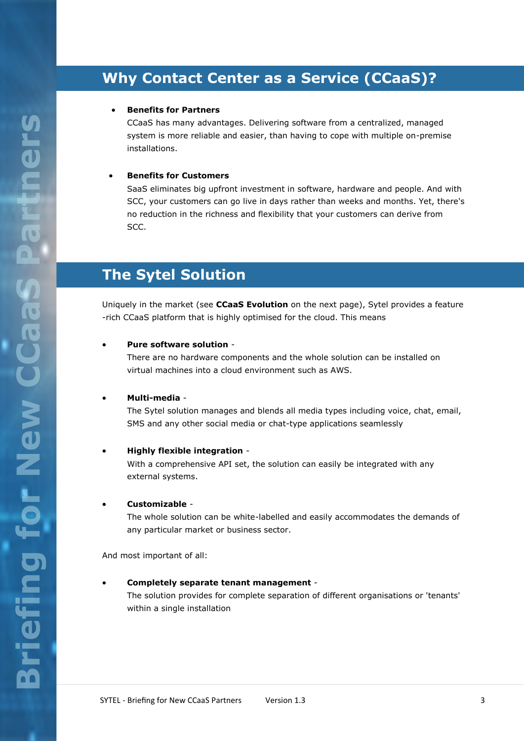## Why Contact Center as a Service (CCaaS)?

- **Benefits for Partners**
  CCaaS has many advantages. Delivering software from a centralized, managed system is more reliable and easier, than having to cope with multiple on-premise installations.

- **Benefits for Customers**
  SaaS eliminates big upfront investment in software, hardware and people. And with SCC, your customers can go live in days rather than weeks and months. Yet, there's no reduction in the richness and flexibility that your customers can derive from SCC.

## The Sytel Solution

Uniquely in the market (see **CCaaS Evolution** on the next page), Sytel provides a feature -rich CCaaS platform that is highly optimised for the cloud. This means

- **Pure software solution** -
  There are no hardware components and the whole solution can be installed on virtual machines into a cloud environment such as AWS.

- **Multi-media** -
  The Sytel solution manages and blends all media types including voice, chat, email, SMS and any other social media or chat-type applications seamlessly

- **Highly flexible integration** -
  With a comprehensive API set, the solution can easily be integrated with any external systems.

- **Customizable** -
  The whole solution can be white-labelled and easily accommodates the demands of any particular market or business sector.

And most important of all:

- **Completely separate tenant management** -
  The solution provides for complete separation of different organisations or 'tenants' within a single installation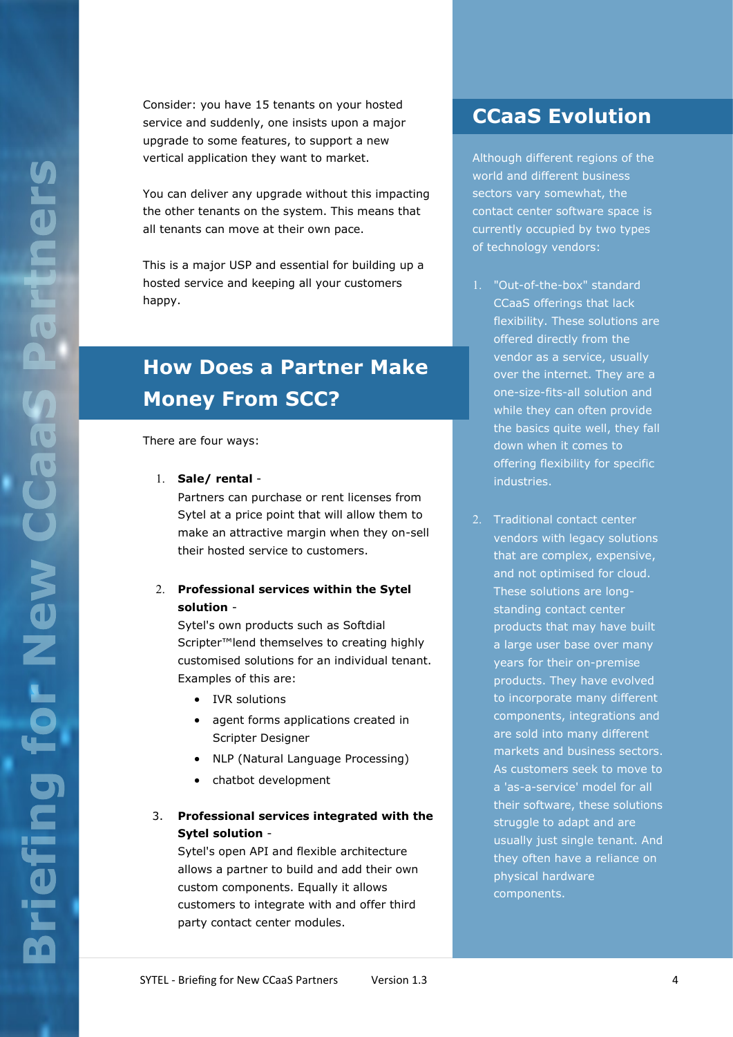Consider: you have 15 tenants on your hosted service and suddenly, one insists upon a major upgrade to some features, to support a new vertical application they want to market.

You can deliver any upgrade without this impacting the other tenants on the system. This means that all tenants can move at their own pace.

This is a major USP and essential for building up a hosted service and keeping all your customers happy.

## How Does a Partner Make Money From SCC?

There are four ways:

1. **Sale/ rental** -
   Partners can purchase or rent licenses from Sytel at a price point that will allow them to make an attractive margin when they on-sell their hosted service to customers.

2. **Professional services within the Sytel solution** -
   Sytel's own products such as Softdial Scripter™lend themselves to creating highly customised solutions for an individual tenant. Examples of this are:
   - IVR solutions
   - agent forms applications created in Scripter Designer
   - NLP (Natural Language Processing)
   - chatbot development

3. **Professional services integrated with the Sytel solution** -
   Sytel's open API and flexible architecture allows a partner to build and add their own custom components. Equally it allows customers to integrate with and offer third party contact center modules.

## CCaaS Evolution

Although different regions of the world and different business sectors vary somewhat, the contact center software space is currently occupied by two types of technology vendors:

1. "Out-of-the-box" standard CCaaS offerings that lack flexibility. These solutions are offered directly from the vendor as a service, usually over the internet. They are a one-size-fits-all solution and while they can often provide the basics quite well, they fall down when it comes to offering flexibility for specific industries.

2. Traditional contact center vendors with legacy solutions that are complex, expensive, and not optimised for cloud. These solutions are long-standing contact center products that may have built a large user base over many years for their on-premise products. They have evolved to incorporate many different components, integrations and are sold into many different markets and business sectors. As customers seek to move to a 'as-a-service' model for all their software, these solutions struggle to adapt and are usually just single tenant. And they often have a reliance on physical hardware components.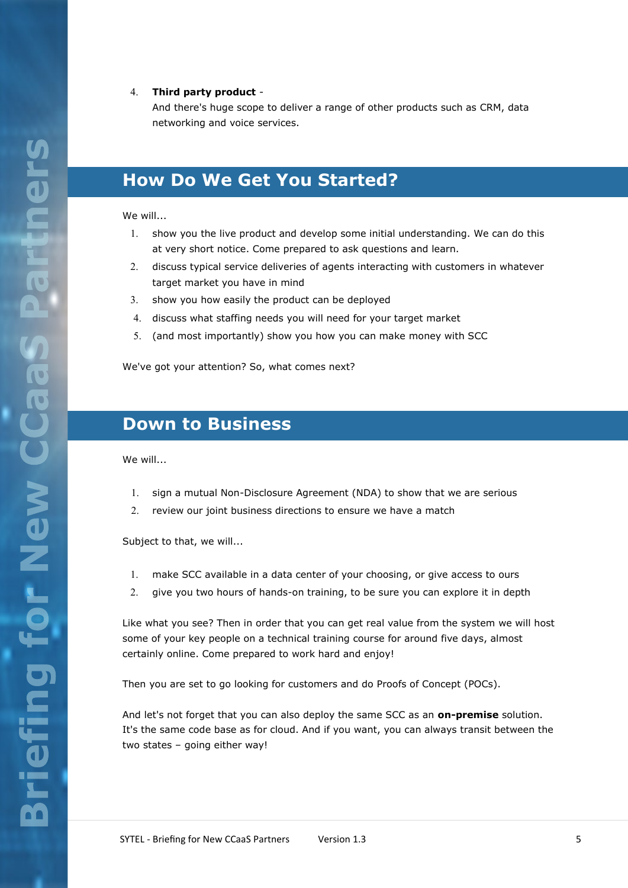4. **Third party product** -
   And there's huge scope to deliver a range of other products such as CRM, data networking and voice services.

## How Do We Get You Started?

We will...

1. show you the live product and develop some initial understanding. We can do this at very short notice. Come prepared to ask questions and learn.
2. discuss typical service deliveries of agents interacting with customers in whatever target market you have in mind
3. show you how easily the product can be deployed
4. discuss what staffing needs you will need for your target market
5. (and most importantly) show you how you can make money with SCC

We've got your attention? So, what comes next?

## Down to Business

We will...

1. sign a mutual Non-Disclosure Agreement (NDA) to show that we are serious
2. review our joint business directions to ensure we have a match

Subject to that, we will...

1. make SCC available in a data center of your choosing, or give access to ours
2. give you two hours of hands-on training, to be sure you can explore it in depth

Like what you see? Then in order that you can get real value from the system we will host some of your key people on a technical training course for around five days, almost certainly online. Come prepared to work hard and enjoy!

Then you are set to go looking for customers and do Proofs of Concept (POCs).

And let's not forget that you can also deploy the same SCC as an **on-premise** solution. It's the same code base as for cloud. And if you want, you can always transit between the two states – going either way!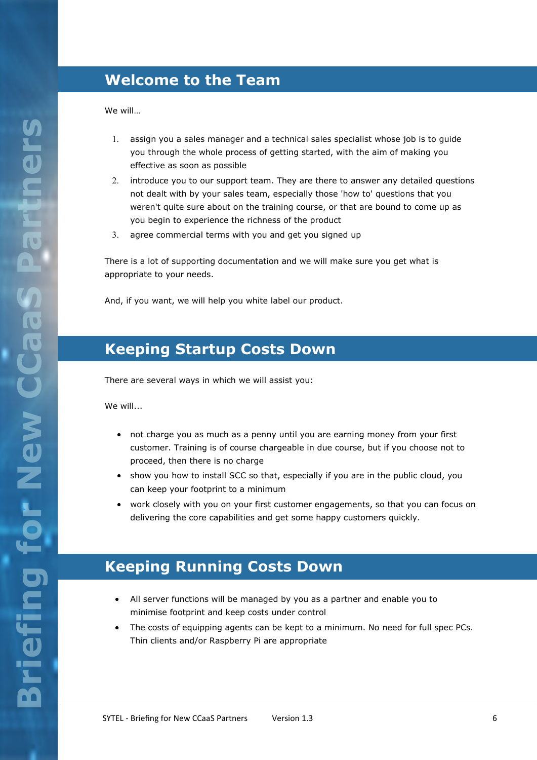## Welcome to the Team

We will…

1. assign you a sales manager and a technical sales specialist whose job is to guide you through the whole process of getting started, with the aim of making you effective as soon as possible
2. introduce you to our support team. They are there to answer any detailed questions not dealt with by your sales team, especially those 'how to' questions that you weren't quite sure about on the training course, or that are bound to come up as you begin to experience the richness of the product
3. agree commercial terms with you and get you signed up

There is a lot of supporting documentation and we will make sure you get what is appropriate to your needs.

And, if you want, we will help you white label our product.

## Keeping Startup Costs Down

There are several ways in which we will assist you:

We will...

- not charge you as much as a penny until you are earning money from your first customer. Training is of course chargeable in due course, but if you choose not to proceed, then there is no charge
- show you how to install SCC so that, especially if you are in the public cloud, you can keep your footprint to a minimum
- work closely with you on your first customer engagements, so that you can focus on delivering the core capabilities and get some happy customers quickly.

## Keeping Running Costs Down

- All server functions will be managed by you as a partner and enable you to minimise footprint and keep costs under control
- The costs of equipping agents can be kept to a minimum. No need for full spec PCs. Thin clients and/or Raspberry Pi are appropriate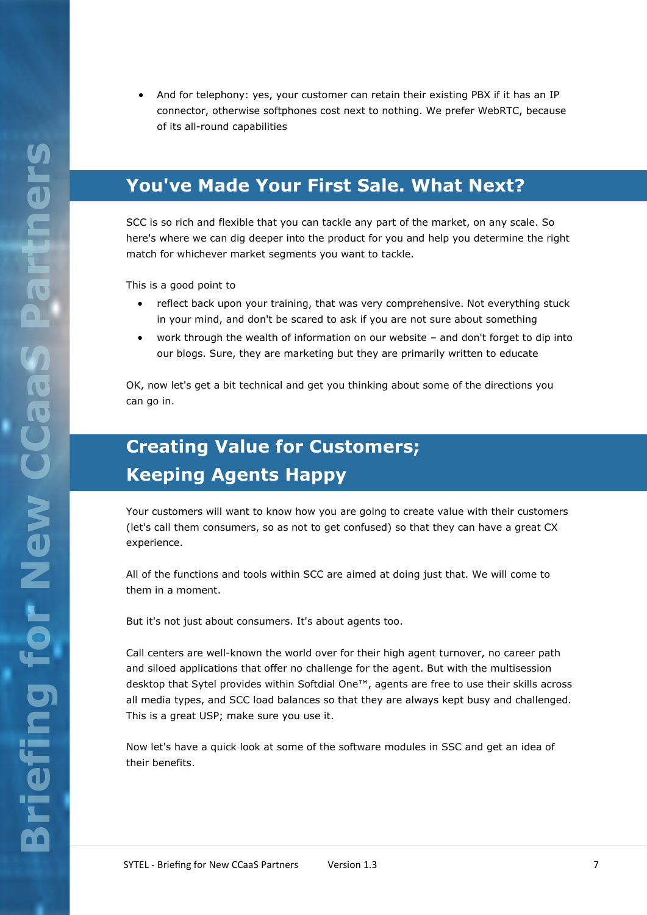- And for telephony: yes, your customer can retain their existing PBX if it has an IP connector, otherwise softphones cost next to nothing. We prefer WebRTC, because of its all-round capabilities

## You've Made Your First Sale. What Next?

SCC is so rich and flexible that you can tackle any part of the market, on any scale. So here's where we can dig deeper into the product for you and help you determine the right match for whichever market segments you want to tackle.

This is a good point to

- reflect back upon your training, that was very comprehensive. Not everything stuck in your mind, and don't be scared to ask if you are not sure about something
- work through the wealth of information on our website – and don't forget to dip into our blogs. Sure, they are marketing but they are primarily written to educate

OK, now let's get a bit technical and get you thinking about some of the directions you can go in.

## Creating Value for Customers; Keeping Agents Happy

Your customers will want to know how you are going to create value with their customers (let's call them consumers, so as not to get confused) so that they can have a great CX experience.

All of the functions and tools within SCC are aimed at doing just that. We will come to them in a moment.

But it's not just about consumers. It's about agents too.

Call centers are well-known the world over for their high agent turnover, no career path and siloed applications that offer no challenge for the agent. But with the multisession desktop that Sytel provides within Softdial One™, agents are free to use their skills across all media types, and SCC load balances so that they are always kept busy and challenged. This is a great USP; make sure you use it.

Now let's have a quick look at some of the software modules in SSC and get an idea of their benefits.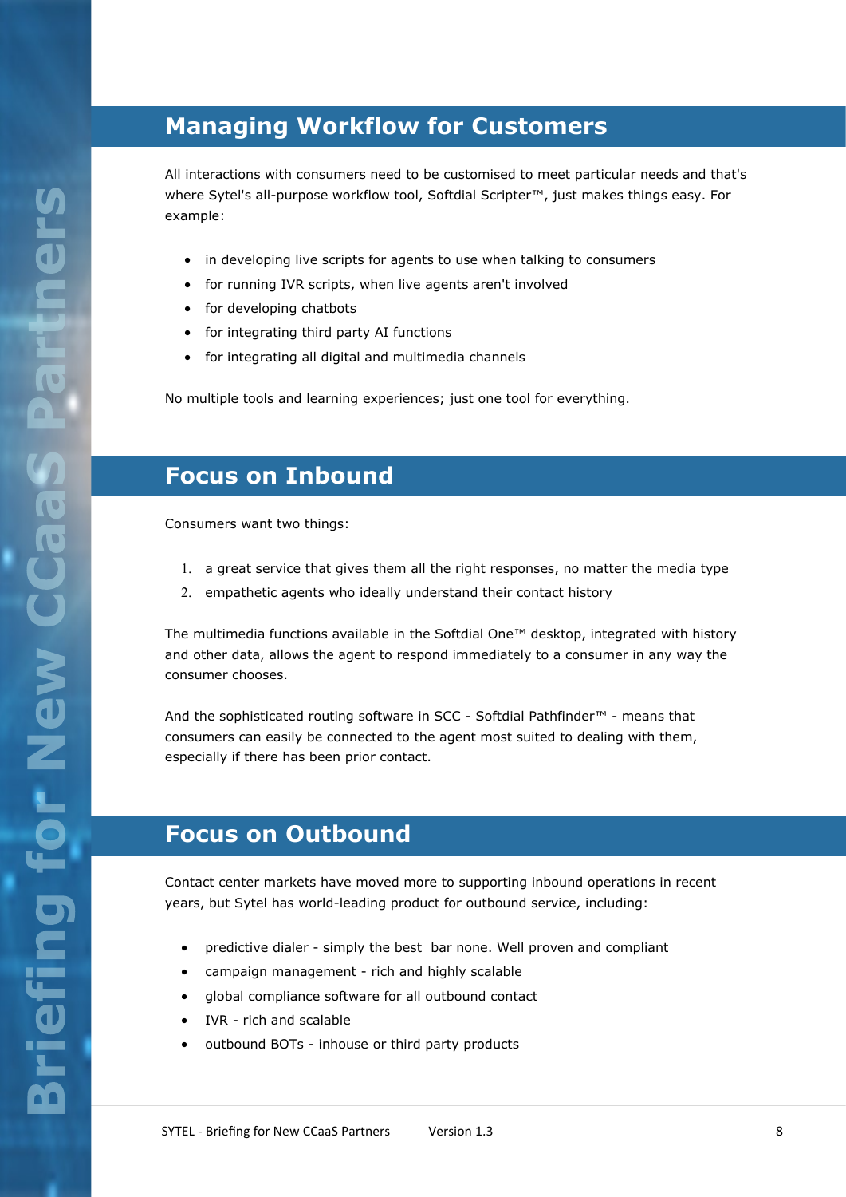## Managing Workflow for Customers

All interactions with consumers need to be customised to meet particular needs and that's where Sytel's all-purpose workflow tool, Softdial Scripter™, just makes things easy. For example:

- in developing live scripts for agents to use when talking to consumers
- for running IVR scripts, when live agents aren't involved
- for developing chatbots
- for integrating third party AI functions
- for integrating all digital and multimedia channels

No multiple tools and learning experiences; just one tool for everything.

## Focus on Inbound

Consumers want two things:

1. a great service that gives them all the right responses, no matter the media type
2. empathetic agents who ideally understand their contact history

The multimedia functions available in the Softdial One™ desktop, integrated with history and other data, allows the agent to respond immediately to a consumer in any way the consumer chooses.

And the sophisticated routing software in SCC - Softdial Pathfinder™ - means that consumers can easily be connected to the agent most suited to dealing with them, especially if there has been prior contact.

## Focus on Outbound

Contact center markets have moved more to supporting inbound operations in recent years, but Sytel has world-leading product for outbound service, including:

- predictive dialer - simply the best bar none. Well proven and compliant
- campaign management - rich and highly scalable
- global compliance software for all outbound contact
- IVR - rich and scalable
- outbound BOTs - inhouse or third party products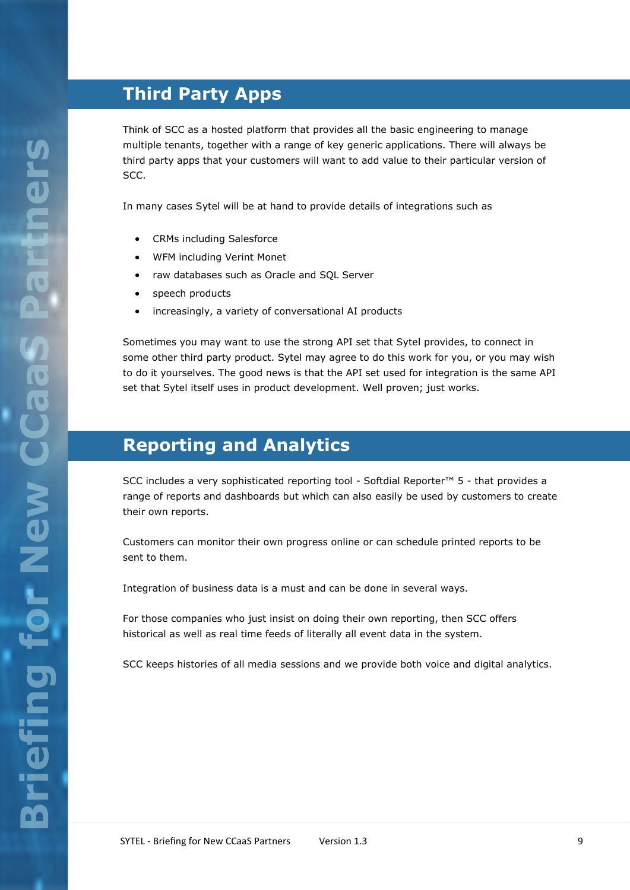## Third Party Apps

Think of SCC as a hosted platform that provides all the basic engineering to manage multiple tenants, together with a range of key generic applications. There will always be third party apps that your customers will want to add value to their particular version of SCC.

In many cases Sytel will be at hand to provide details of integrations such as

- CRMs including Salesforce
- WFM including Verint Monet
- raw databases such as Oracle and SQL Server
- speech products
- increasingly, a variety of conversational AI products

Sometimes you may want to use the strong API set that Sytel provides, to connect in some other third party product. Sytel may agree to do this work for you, or you may wish to do it yourselves. The good news is that the API set used for integration is the same API set that Sytel itself uses in product development. Well proven; just works.

## Reporting and Analytics

SCC includes a very sophisticated reporting tool - Softdial Reporter™ 5 - that provides a range of reports and dashboards but which can also easily be used by customers to create their own reports.

Customers can monitor their own progress online or can schedule printed reports to be sent to them.

Integration of business data is a must and can be done in several ways.

For those companies who just insist on doing their own reporting, then SCC offers historical as well as real time feeds of literally all event data in the system.

SCC keeps histories of all media sessions and we provide both voice and digital analytics.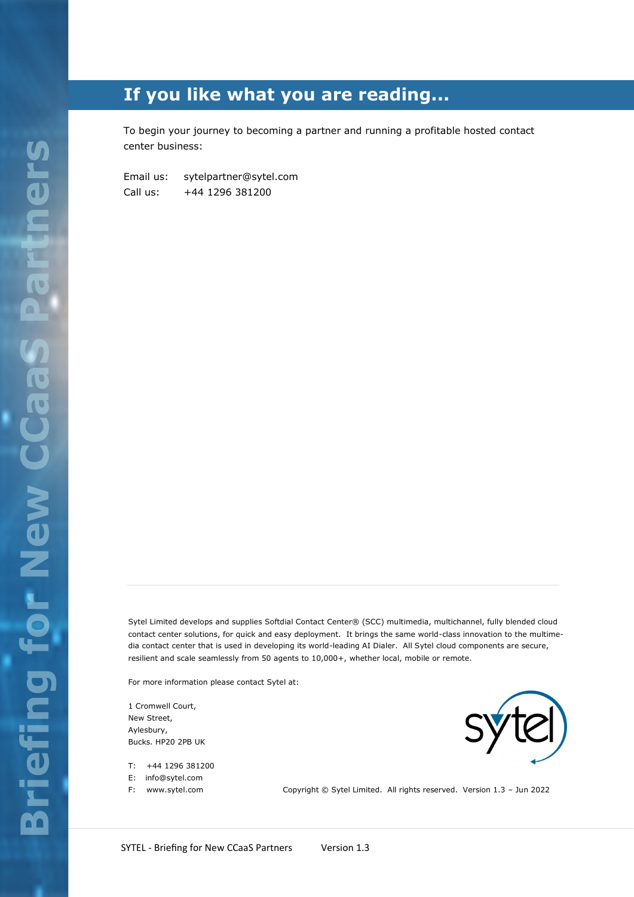## If you like what you are reading…

To begin your journey to becoming a partner and running a profitable hosted contact center business:

Email us: sytelpartner@sytel.com
Call us: +44 1296 381200

---

Sytel Limited develops and supplies Softdial Contact Center® (SCC) multimedia, multichannel, fully blended cloud contact center solutions, for quick and easy deployment. It brings the same world-class innovation to the multimedia contact center that is used in developing its world-leading AI Dialer. All Sytel cloud components are secure, resilient and scale seamlessly from 50 agents to 10,000+, whether local, mobile or remote.

For more information please contact Sytel at:

1 Cromwell Court,
New Street,
Aylesbury,
Bucks. HP20 2PB UK

T: +44 1296 381200
E: info@sytel.com
F: www.sytel.com

Copyright © Sytel Limited. All rights reserved. Version 1.3 – Jun 2022